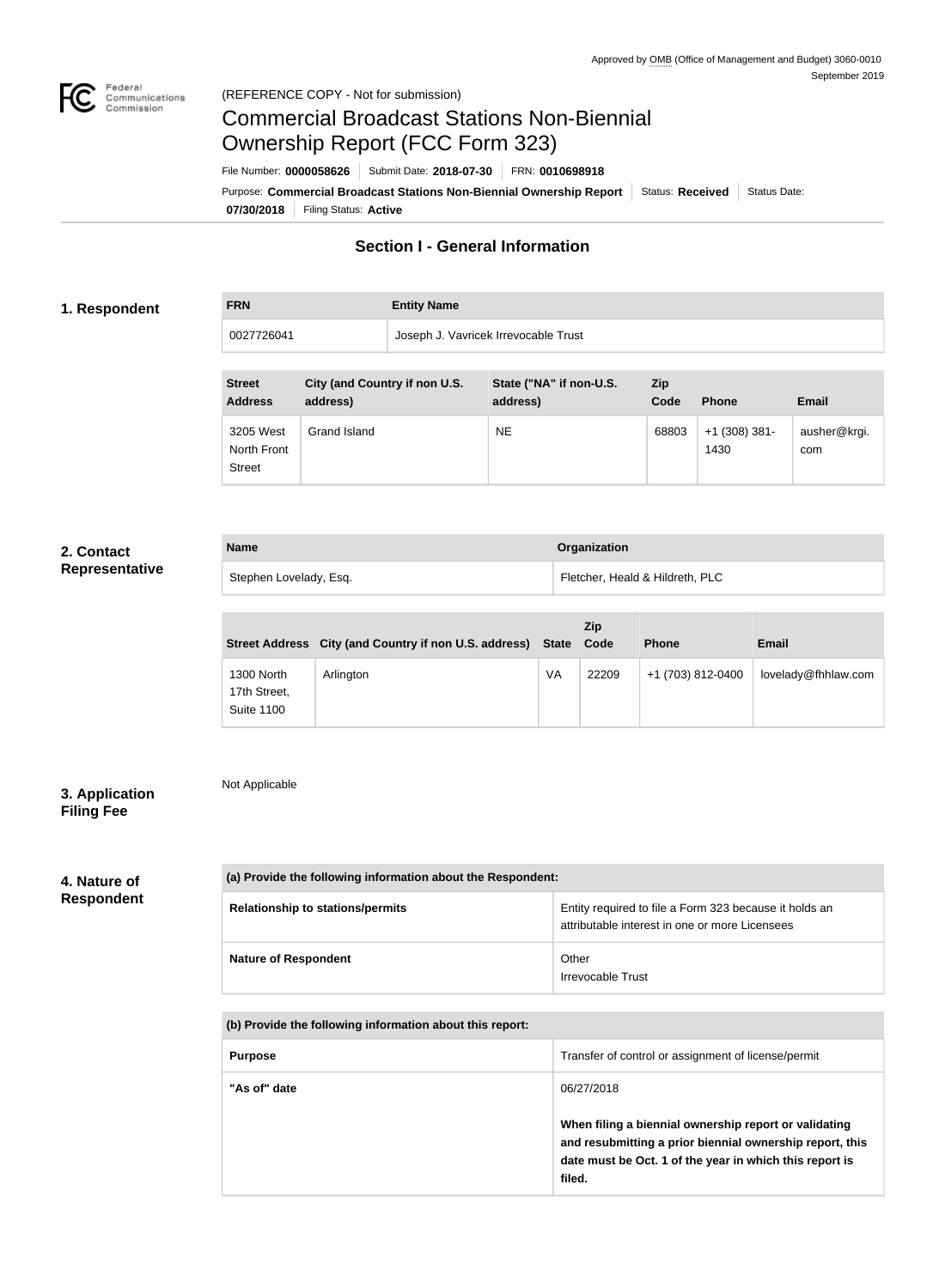Approved by OMB (Office of Management and Budget) 3060-0010
September 2019

(REFERENCE COPY - Not for submission)

# Commercial Broadcast Stations Non-Biennial Ownership Report (FCC Form 323)

File Number: **0000058626** | Submit Date: **2018-07-30** | FRN: **0010698918**

Purpose: **Commercial Broadcast Stations Non-Biennial Ownership Report** | Status: **Received** | Status Date: **07/30/2018** | Filing Status: **Active**

## Section I - General Information

### 1. Respondent

| FRN | Entity Name |
|---|---|
| 0027726041 | Joseph J. Vavricek Irrevocable Trust |

| Street Address | City (and Country if non U.S. address) | State ("NA" if non-U.S. address) | Zip Code | Phone | Email |
|---|---|---|---|---|---|
| 3205 West North Front Street | Grand Island | NE | 68803 | +1 (308) 381-1430 | ausher@krgi.com |

### 2. Contact Representative

| Name | Organization |
|---|---|
| Stephen Lovelady, Esq. | Fletcher, Heald & Hildreth, PLC |

| Street Address | City (and Country if non U.S. address) | State | Zip Code | Phone | Email |
|---|---|---|---|---|---|
| 1300 North 17th Street, Suite 1100 | Arlington | VA | 22209 | +1 (703) 812-0400 | lovelady@fhhlaw.com |

### 3. Application Filing Fee

Not Applicable

### 4. Nature of Respondent

| (a) Provide the following information about the Respondent: | |
|---|---|
| Relationship to stations/permits | Entity required to file a Form 323 because it holds an attributable interest in one or more Licensees |
| Nature of Respondent | Other<br>Irrevocable Trust |

| (b) Provide the following information about this report: | |
|---|---|
| Purpose | Transfer of control or assignment of license/permit |
| "As of" date | 06/27/2018<br><br>**When filing a biennial ownership report or validating and resubmitting a prior biennial ownership report, this date must be Oct. 1 of the year in which this report is filed.** |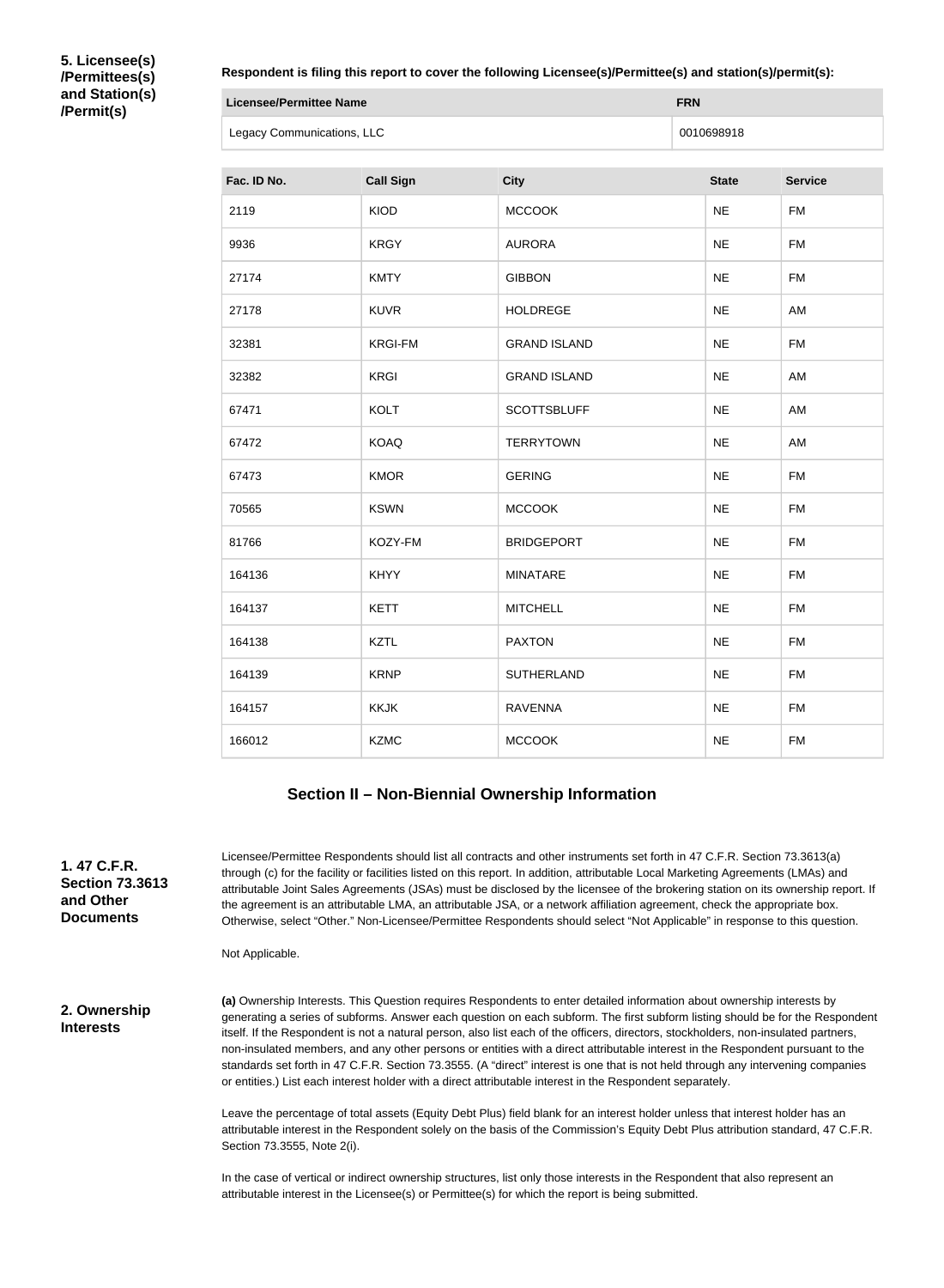**5. Licensee(s)/Permittees(s) and Station(s)/Permit(s)**

**Respondent is filing this report to cover the following Licensee(s)/Permittee(s) and station(s)/permit(s):**

| Licensee/Permittee Name | FRN |
|---|---|
| Legacy Communications, LLC | 0010698918 |

| Fac. ID No. | Call Sign | City | State | Service |
|---|---|---|---|---|
| 2119 | KIOD | MCCOOK | NE | FM |
| 9936 | KRGY | AURORA | NE | FM |
| 27174 | KMTY | GIBBON | NE | FM |
| 27178 | KUVR | HOLDREGE | NE | AM |
| 32381 | KRGI-FM | GRAND ISLAND | NE | FM |
| 32382 | KRGI | GRAND ISLAND | NE | AM |
| 67471 | KOLT | SCOTTSBLUFF | NE | AM |
| 67472 | KOAQ | TERRYTOWN | NE | AM |
| 67473 | KMOR | GERING | NE | FM |
| 70565 | KSWN | MCCOOK | NE | FM |
| 81766 | KOZY-FM | BRIDGEPORT | NE | FM |
| 164136 | KHYY | MINATARE | NE | FM |
| 164137 | KETT | MITCHELL | NE | FM |
| 164138 | KZTL | PAXTON | NE | FM |
| 164139 | KRNP | SUTHERLAND | NE | FM |
| 164157 | KKJK | RAVENNA | NE | FM |
| 166012 | KZMC | MCCOOK | NE | FM |

## Section II – Non-Biennial Ownership Information

**1. 47 C.F.R. Section 73.3613 and Other Documents**

Licensee/Permittee Respondents should list all contracts and other instruments set forth in 47 C.F.R. Section 73.3613(a) through (c) for the facility or facilities listed on this report. In addition, attributable Local Marketing Agreements (LMAs) and attributable Joint Sales Agreements (JSAs) must be disclosed by the licensee of the brokering station on its ownership report. If the agreement is an attributable LMA, an attributable JSA, or a network affiliation agreement, check the appropriate box. Otherwise, select "Other." Non-Licensee/Permittee Respondents should select "Not Applicable" in response to this question.

Not Applicable.

**2. Ownership Interests**

**(a)** Ownership Interests. This Question requires Respondents to enter detailed information about ownership interests by generating a series of subforms. Answer each question on each subform. The first subform listing should be for the Respondent itself. If the Respondent is not a natural person, also list each of the officers, directors, stockholders, non-insulated partners, non-insulated members, and any other persons or entities with a direct attributable interest in the Respondent pursuant to the standards set forth in 47 C.F.R. Section 73.3555. (A "direct" interest is one that is not held through any intervening companies or entities.) List each interest holder with a direct attributable interest in the Respondent separately.

Leave the percentage of total assets (Equity Debt Plus) field blank for an interest holder unless that interest holder has an attributable interest in the Respondent solely on the basis of the Commission's Equity Debt Plus attribution standard, 47 C.F.R. Section 73.3555, Note 2(i).

In the case of vertical or indirect ownership structures, list only those interests in the Respondent that also represent an attributable interest in the Licensee(s) or Permittee(s) for which the report is being submitted.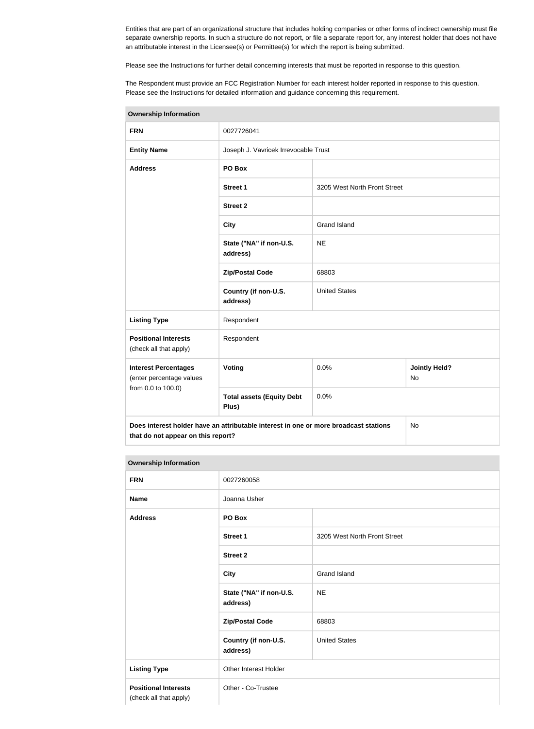Entities that are part of an organizational structure that includes holding companies or other forms of indirect ownership must file separate ownership reports. In such a structure do not report, or file a separate report for, any interest holder that does not have an attributable interest in the Licensee(s) or Permittee(s) for which the report is being submitted.

Please see the Instructions for further detail concerning interests that must be reported in response to this question.

The Respondent must provide an FCC Registration Number for each interest holder reported in response to this question. Please see the Instructions for detailed information and guidance concerning this requirement.

| **Ownership Information** | | | |
|---|---|---|---|
| **FRN** | 0027726041 | | |
| **Entity Name** | Joseph J. Vavricek Irrevocable Trust | | |
| **Address** | **PO Box** | | |
| | **Street 1** | 3205 West North Front Street | |
| | **Street 2** | | |
| | **City** | Grand Island | |
| | **State ("NA" if non-U.S. address)** | NE | |
| | **Zip/Postal Code** | 68803 | |
| | **Country (if non-U.S. address)** | United States | |
| **Listing Type** | Respondent | | |
| **Positional Interests** (check all that apply) | Respondent | | |
| **Interest Percentages** (enter percentage values from 0.0 to 100.0) | **Voting** | 0.0% | **Jointly Held?** No |
| | **Total assets (Equity Debt Plus)** | 0.0% | |
| **Does interest holder have an attributable interest in one or more broadcast stations that do not appear on this report?** | | | No |

| **Ownership Information** | | |
|---|---|---|
| **FRN** | 0027260058 | |
| **Name** | Joanna Usher | |
| **Address** | **PO Box** | |
| | **Street 1** | 3205 West North Front Street |
| | **Street 2** | |
| | **City** | Grand Island |
| | **State ("NA" if non-U.S. address)** | NE |
| | **Zip/Postal Code** | 68803 |
| | **Country (if non-U.S. address)** | United States |
| **Listing Type** | Other Interest Holder | |
| **Positional Interests** (check all that apply) | Other - Co-Trustee | |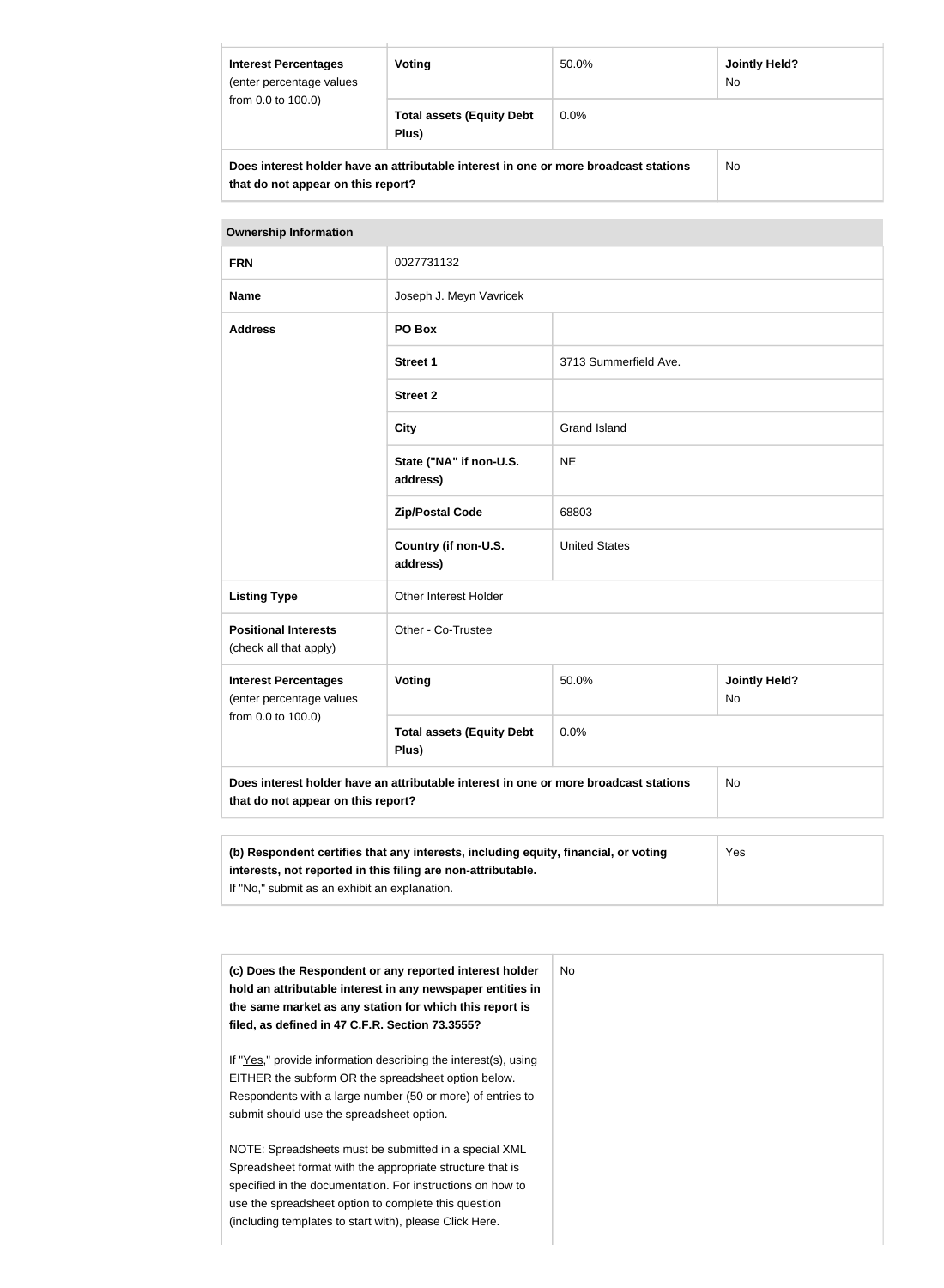| Interest Percentages (enter percentage values from 0.0 to 100.0) | Voting | 50.0% | Jointly Held? No |
|---|---|---|---|
| | Total assets (Equity Debt Plus) | 0.0% | |
| Does interest holder have an attributable interest in one or more broadcast stations that do not appear on this report? | | | No |

| Ownership Information | | | |
|---|---|---|---|
| FRN | 0027731132 | | |
| Name | Joseph J. Meyn Vavricek | | |
| Address | PO Box | | |
| | Street 1 | 3713 Summerfield Ave. | |
| | Street 2 | | |
| | City | Grand Island | |
| | State ("NA" if non-U.S. address) | NE | |
| | Zip/Postal Code | 68803 | |
| | Country (if non-U.S. address) | United States | |
| Listing Type | Other Interest Holder | | |
| Positional Interests (check all that apply) | Other - Co-Trustee | | |
| Interest Percentages (enter percentage values from 0.0 to 100.0) | Voting | 50.0% | Jointly Held? No |
| | Total assets (Equity Debt Plus) | 0.0% | |
| Does interest holder have an attributable interest in one or more broadcast stations that do not appear on this report? | | | No |

| (b) Respondent certifies that any interests, including equity, financial, or voting interests, not reported in this filing are non-attributable. If "No," submit as an exhibit an explanation. | Yes |
|---|---|

| (c) Does the Respondent or any reported interest holder hold an attributable interest in any newspaper entities in the same market as any station for which this report is filed, as defined in 47 C.F.R. Section 73.3555? | No |
|---|---|
| If "Yes," provide information describing the interest(s), using EITHER the subform OR the spreadsheet option below. Respondents with a large number (50 or more) of entries to submit should use the spreadsheet option. | |
| NOTE: Spreadsheets must be submitted in a special XML Spreadsheet format with the appropriate structure that is specified in the documentation. For instructions on how to use the spreadsheet option to complete this question (including templates to start with), please Click Here. | |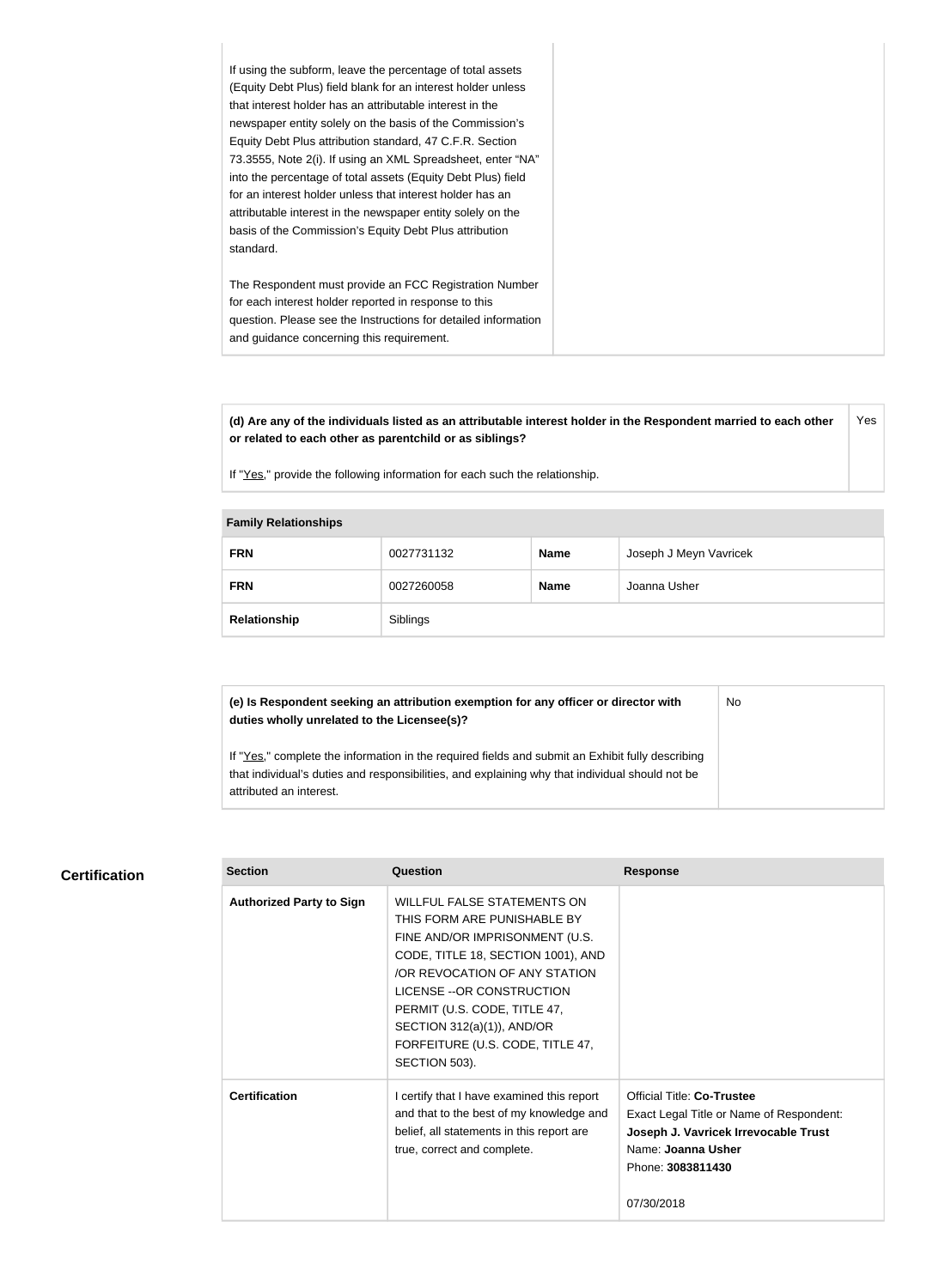| | |
|---|---|
| If using the subform, leave the percentage of total assets (Equity Debt Plus) field blank for an interest holder unless that interest holder has an attributable interest in the newspaper entity solely on the basis of the Commission's Equity Debt Plus attribution standard, 47 C.F.R. Section 73.3555, Note 2(i). If using an XML Spreadsheet, enter "NA" into the percentage of total assets (Equity Debt Plus) field for an interest holder unless that interest holder has an attributable interest in the newspaper entity solely on the basis of the Commission's Equity Debt Plus attribution standard.<br><br>The Respondent must provide an FCC Registration Number for each interest holder reported in response to this question. Please see the Instructions for detailed information and guidance concerning this requirement. | |

| | |
|---|---|
| **(d) Are any of the individuals listed as an attributable interest holder in the Respondent married to each other or related to each other as parentchild or as siblings?**<br><br>If "Yes," provide the following information for each such the relationship. | Yes |

**Family Relationships**

| | | | |
|---|---|---|---|
| **FRN** | 0027731132 | **Name** | Joseph J Meyn Vavricek |
| **FRN** | 0027260058 | **Name** | Joanna Usher |
| **Relationship** | Siblings | | |

| | |
|---|---|
| **(e) Is Respondent seeking an attribution exemption for any officer or director with duties wholly unrelated to the Licensee(s)?**<br><br>If "Yes," complete the information in the required fields and submit an Exhibit fully describing that individual's duties and responsibilities, and explaining why that individual should not be attributed an interest. | No |

## Certification

| Section | Question | Response |
|---|---|---|
| **Authorized Party to Sign** | WILLFUL FALSE STATEMENTS ON THIS FORM ARE PUNISHABLE BY FINE AND/OR IMPRISONMENT (U.S. CODE, TITLE 18, SECTION 1001), AND /OR REVOCATION OF ANY STATION LICENSE --OR CONSTRUCTION PERMIT (U.S. CODE, TITLE 47, SECTION 312(a)(1)), AND/OR FORFEITURE (U.S. CODE, TITLE 47, SECTION 503). | |
| **Certification** | I certify that I have examined this report and that to the best of my knowledge and belief, all statements in this report are true, correct and complete. | Official Title: **Co-Trustee**<br>Exact Legal Title or Name of Respondent: **Joseph J. Vavricek Irrevocable Trust**<br>Name: **Joanna Usher**<br>Phone: **3083811430**<br><br>07/30/2018 |